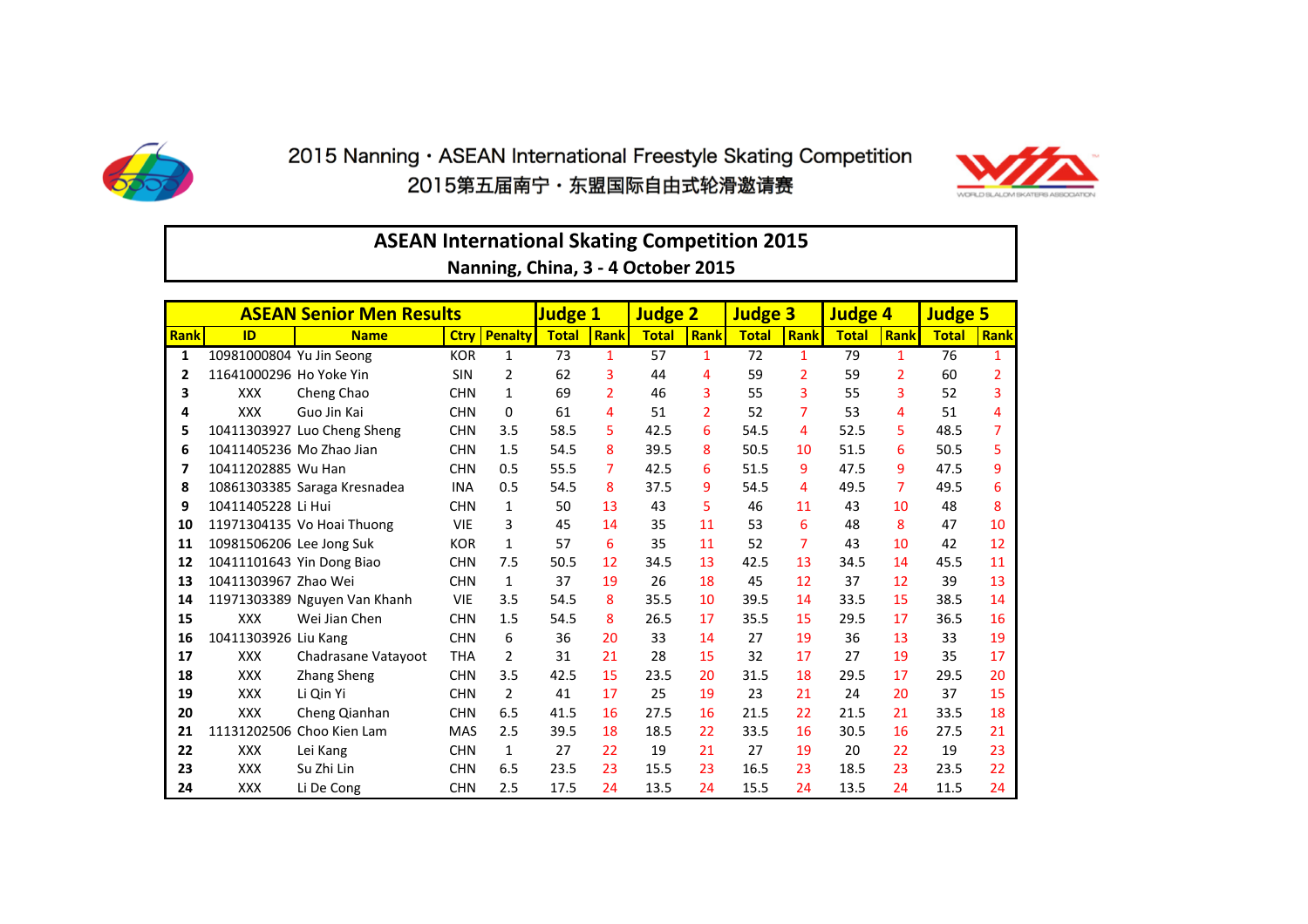2015 Nanning · ASEAN International Freestyle Skating Competition

2015第五届南宁·东盟国际自由式轮滑邀请赛

## ASEAN International Skating Competition 2015

**Nanning, China, 3 - 4 October 2015**

| ASEAN Senior Men Results | | | | | Judge 1 | | Judge 2 | | Judge 3 | | Judge 4 | | Judge 5 | |
|---|---|---|---|---|---|---|---|---|---|---|---|---|---|---|
| Rank | ID | Name | Ctry | Penalty | Total | Rank | Total | Rank | Total | Rank | Total | Rank | Total | Rank |
| 1 | 10981000804 | Yu Jin Seong | KOR | 1 | 73 | 1 | 57 | 1 | 72 | 1 | 79 | 1 | 76 | 1 |
| 2 | 11641000296 | Ho Yoke Yin | SIN | 2 | 62 | 3 | 44 | 4 | 59 | 2 | 59 | 2 | 60 | 2 |
| 3 | XXX | Cheng Chao | CHN | 1 | 69 | 2 | 46 | 3 | 55 | 3 | 55 | 3 | 52 | 3 |
| 4 | XXX | Guo Jin Kai | CHN | 0 | 61 | 4 | 51 | 2 | 52 | 7 | 53 | 4 | 51 | 4 |
| 5 | 10411303927 | Luo Cheng Sheng | CHN | 3.5 | 58.5 | 5 | 42.5 | 6 | 54.5 | 4 | 52.5 | 5 | 48.5 | 7 |
| 6 | 10411405236 | Mo Zhao Jian | CHN | 1.5 | 54.5 | 8 | 39.5 | 8 | 50.5 | 10 | 51.5 | 6 | 50.5 | 5 |
| 7 | 10411202885 | Wu Han | CHN | 0.5 | 55.5 | 7 | 42.5 | 6 | 51.5 | 9 | 47.5 | 9 | 47.5 | 9 |
| 8 | 10861303385 | Saraga Kresnadea | INA | 0.5 | 54.5 | 8 | 37.5 | 9 | 54.5 | 4 | 49.5 | 7 | 49.5 | 6 |
| 9 | 10411405228 | Li Hui | CHN | 1 | 50 | 13 | 43 | 5 | 46 | 11 | 43 | 10 | 48 | 8 |
| 10 | 11971304135 | Vo Hoai Thuong | VIE | 3 | 45 | 14 | 35 | 11 | 53 | 6 | 48 | 8 | 47 | 10 |
| 11 | 10981506206 | Lee Jong Suk | KOR | 1 | 57 | 6 | 35 | 11 | 52 | 7 | 43 | 10 | 42 | 12 |
| 12 | 10411101643 | Yin Dong Biao | CHN | 7.5 | 50.5 | 12 | 34.5 | 13 | 42.5 | 13 | 34.5 | 14 | 45.5 | 11 |
| 13 | 10411303967 | Zhao Wei | CHN | 1 | 37 | 19 | 26 | 18 | 45 | 12 | 37 | 12 | 39 | 13 |
| 14 | 11971303389 | Nguyen Van Khanh | VIE | 3.5 | 54.5 | 8 | 35.5 | 10 | 39.5 | 14 | 33.5 | 15 | 38.5 | 14 |
| 15 | XXX | Wei Jian Chen | CHN | 1.5 | 54.5 | 8 | 26.5 | 17 | 35.5 | 15 | 29.5 | 17 | 36.5 | 16 |
| 16 | 10411303926 | Liu Kang | CHN | 6 | 36 | 20 | 33 | 14 | 27 | 19 | 36 | 13 | 33 | 19 |
| 17 | XXX | Chadrasane Vatayoot | THA | 2 | 31 | 21 | 28 | 15 | 32 | 17 | 27 | 19 | 35 | 17 |
| 18 | XXX | Zhang Sheng | CHN | 3.5 | 42.5 | 15 | 23.5 | 20 | 31.5 | 18 | 29.5 | 17 | 29.5 | 20 |
| 19 | XXX | Li Qin Yi | CHN | 2 | 41 | 17 | 25 | 19 | 23 | 21 | 24 | 20 | 37 | 15 |
| 20 | XXX | Cheng Qianhan | CHN | 6.5 | 41.5 | 16 | 27.5 | 16 | 21.5 | 22 | 21.5 | 21 | 33.5 | 18 |
| 21 | 11131202506 | Choo Kien Lam | MAS | 2.5 | 39.5 | 18 | 18.5 | 22 | 33.5 | 16 | 30.5 | 16 | 27.5 | 21 |
| 22 | XXX | Lei Kang | CHN | 1 | 27 | 22 | 19 | 21 | 27 | 19 | 20 | 22 | 19 | 23 |
| 23 | XXX | Su Zhi Lin | CHN | 6.5 | 23.5 | 23 | 15.5 | 23 | 16.5 | 23 | 18.5 | 23 | 23.5 | 22 |
| 24 | XXX | Li De Cong | CHN | 2.5 | 17.5 | 24 | 13.5 | 24 | 15.5 | 24 | 13.5 | 24 | 11.5 | 24 |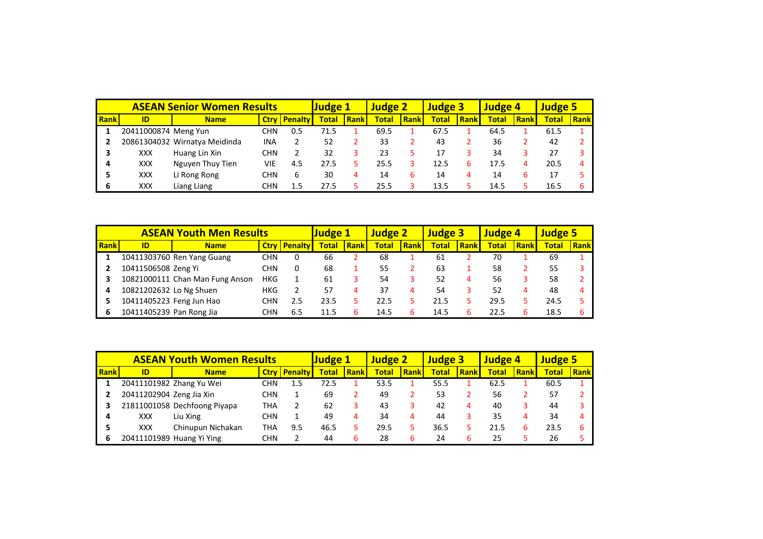| ASEAN Senior Women Results | | | | | Judge 1 | | Judge 2 | | Judge 3 | | Judge 4 | | Judge 5 | |
|---|---|---|---|---|---|---|---|---|---|---|---|---|---|---|
| Rank | ID | Name | Ctry | Penalty | Total | Rank | Total | Rank | Total | Rank | Total | Rank | Total | Rank |
| 1 | 20411000874 | Meng Yun | CHN | 0.5 | 71.5 | 1 | 69.5 | 1 | 67.5 | 1 | 64.5 | 1 | 61.5 | 1 |
| 2 | 20861304032 | Wirnatya Meidinda | INA | 2 | 52 | 2 | 33 | 2 | 43 | 2 | 36 | 2 | 42 | 2 |
| 3 | XXX | Huang Lin Xin | CHN | 2 | 32 | 3 | 23 | 5 | 17 | 3 | 34 | 3 | 27 | 3 |
| 4 | XXX | Nguyen Thuy Tien | VIE | 4.5 | 27.5 | 5 | 25.5 | 3 | 12.5 | 6 | 17.5 | 4 | 20.5 | 4 |
| 5 | XXX | Li Rong Rong | CHN | 6 | 30 | 4 | 14 | 6 | 14 | 4 | 14 | 6 | 17 | 5 |
| 6 | XXX | Liang Liang | CHN | 1.5 | 27.5 | 5 | 25.5 | 3 | 13.5 | 5 | 14.5 | 5 | 16.5 | 6 |

| ASEAN Youth Men Results | | | | | Judge 1 | | Judge 2 | | Judge 3 | | Judge 4 | | Judge 5 | |
|---|---|---|---|---|---|---|---|---|---|---|---|---|---|---|
| Rank | ID | Name | Ctry | Penalty | Total | Rank | Total | Rank | Total | Rank | Total | Rank | Total | Rank |
| 1 | 10411303760 | Ren Yang Guang | CHN | 0 | 66 | 2 | 68 | 1 | 61 | 2 | 70 | 1 | 69 | 1 |
| 2 | 10411506508 | Zeng Yi | CHN | 0 | 68 | 1 | 55 | 2 | 63 | 1 | 58 | 2 | 55 | 3 |
| 3 | 10821000111 | Chan Man Fung Anson | HKG | 1 | 61 | 3 | 54 | 3 | 52 | 4 | 56 | 3 | 58 | 2 |
| 4 | 10821202632 | Lo Ng Shuen | HKG | 2 | 57 | 4 | 37 | 4 | 54 | 3 | 52 | 4 | 48 | 4 |
| 5 | 10411405223 | Feng Jun Hao | CHN | 2.5 | 23.5 | 5 | 22.5 | 5 | 21.5 | 5 | 29.5 | 5 | 24.5 | 5 |
| 6 | 10411405239 | Pan Rong Jia | CHN | 6.5 | 11.5 | 6 | 14.5 | 6 | 14.5 | 6 | 22.5 | 6 | 18.5 | 6 |

| ASEAN Youth Women Results | | | | | Judge 1 | | Judge 2 | | Judge 3 | | Judge 4 | | Judge 5 | |
|---|---|---|---|---|---|---|---|---|---|---|---|---|---|---|
| Rank | ID | Name | Ctry | Penalty | Total | Rank | Total | Rank | Total | Rank | Total | Rank | Total | Rank |
| 1 | 20411101982 | Zhang Yu Wei | CHN | 1.5 | 72.5 | 1 | 53.5 | 1 | 55.5 | 1 | 62.5 | 1 | 60.5 | 1 |
| 2 | 20411202904 | Zeng Jia Xin | CHN | 1 | 69 | 2 | 49 | 2 | 53 | 2 | 56 | 2 | 57 | 2 |
| 3 | 21811001058 | Dechfoong Piyapa | THA | 2 | 62 | 3 | 43 | 3 | 42 | 4 | 40 | 3 | 44 | 3 |
| 4 | XXX | Liu Xing | CHN | 1 | 49 | 4 | 34 | 4 | 44 | 3 | 35 | 4 | 34 | 4 |
| 5 | XXX | Chinupun Nichakan | THA | 9.5 | 46.5 | 5 | 29.5 | 5 | 36.5 | 5 | 21.5 | 6 | 23.5 | 6 |
| 6 | 20411101989 | Huang Yi Ying | CHN | 2 | 44 | 6 | 28 | 6 | 24 | 6 | 25 | 5 | 26 | 5 |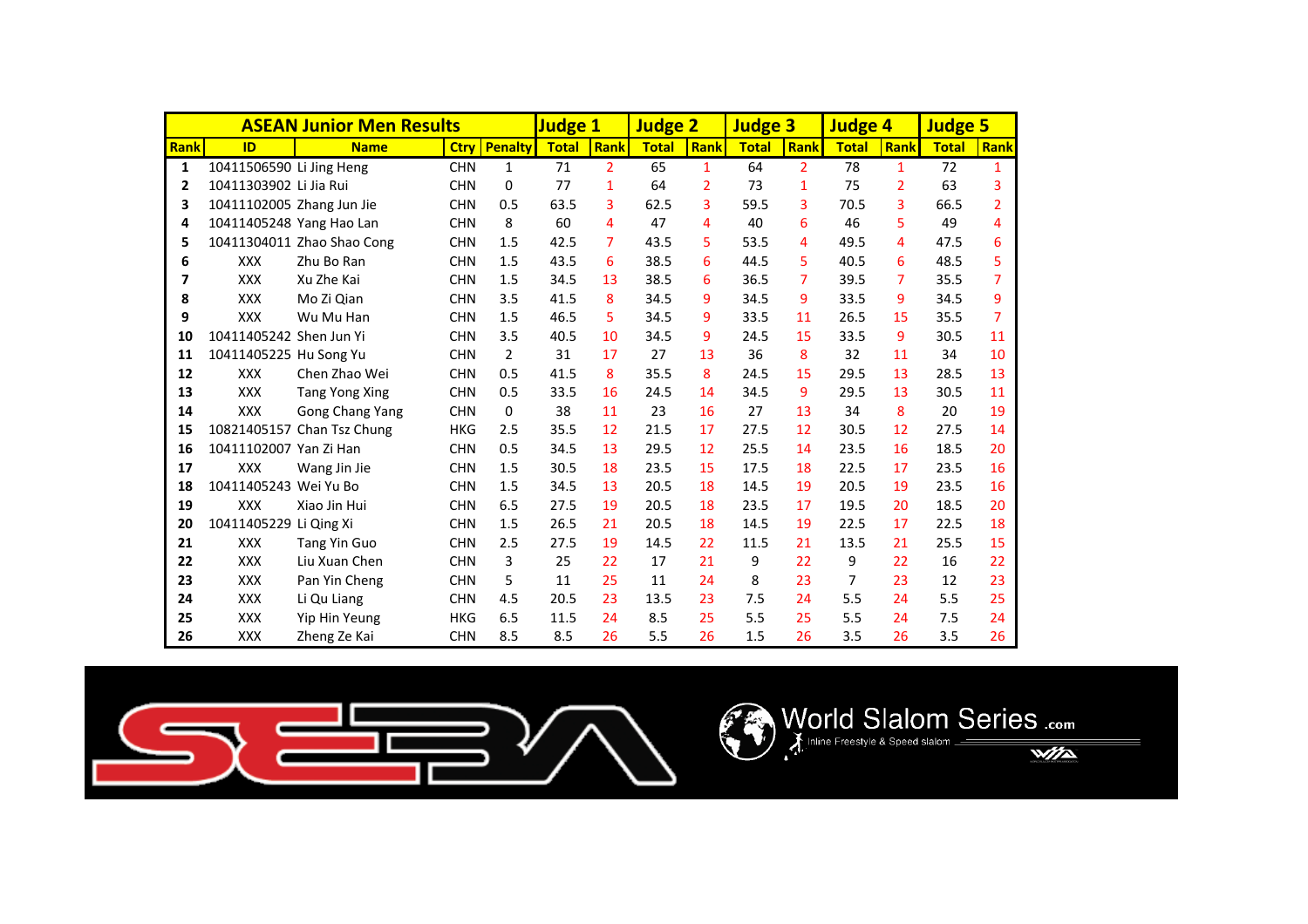| ASEAN Junior Men Results | | | | | Judge 1 | | Judge 2 | | Judge 3 | | Judge 4 | | Judge 5 | |
|---|---|---|---|---|---|---|---|---|---|---|---|---|---|---|
| Rank | ID | Name | Ctry | Penalty | Total | Rank | Total | Rank | Total | Rank | Total | Rank | Total | Rank |
| 1 | 10411506590 | Li Jing Heng | CHN | 1 | 71 | 2 | 65 | 1 | 64 | 2 | 78 | 1 | 72 | 1 |
| 2 | 10411303902 | Li Jia Rui | CHN | 0 | 77 | 1 | 64 | 2 | 73 | 1 | 75 | 2 | 63 | 3 |
| 3 | 10411102005 | Zhang Jun Jie | CHN | 0.5 | 63.5 | 3 | 62.5 | 3 | 59.5 | 3 | 70.5 | 3 | 66.5 | 2 |
| 4 | 10411405248 | Yang Hao Lan | CHN | 8 | 60 | 4 | 47 | 4 | 40 | 6 | 46 | 5 | 49 | 4 |
| 5 | 10411304011 | Zhao Shao Cong | CHN | 1.5 | 42.5 | 7 | 43.5 | 5 | 53.5 | 4 | 49.5 | 4 | 47.5 | 6 |
| 6 | XXX | Zhu Bo Ran | CHN | 1.5 | 43.5 | 6 | 38.5 | 6 | 44.5 | 5 | 40.5 | 6 | 48.5 | 5 |
| 7 | XXX | Xu Zhe Kai | CHN | 1.5 | 34.5 | 13 | 38.5 | 6 | 36.5 | 7 | 39.5 | 7 | 35.5 | 7 |
| 8 | XXX | Mo Zi Qian | CHN | 3.5 | 41.5 | 8 | 34.5 | 9 | 34.5 | 9 | 33.5 | 9 | 34.5 | 9 |
| 9 | XXX | Wu Mu Han | CHN | 1.5 | 46.5 | 5 | 34.5 | 9 | 33.5 | 11 | 26.5 | 15 | 35.5 | 7 |
| 10 | 10411405242 | Shen Jun Yi | CHN | 3.5 | 40.5 | 10 | 34.5 | 9 | 24.5 | 15 | 33.5 | 9 | 30.5 | 11 |
| 11 | 10411405225 | Hu Song Yu | CHN | 2 | 31 | 17 | 27 | 13 | 36 | 8 | 32 | 11 | 34 | 10 |
| 12 | XXX | Chen Zhao Wei | CHN | 0.5 | 41.5 | 8 | 35.5 | 8 | 24.5 | 15 | 29.5 | 13 | 28.5 | 13 |
| 13 | XXX | Tang Yong Xing | CHN | 0.5 | 33.5 | 16 | 24.5 | 14 | 34.5 | 9 | 29.5 | 13 | 30.5 | 11 |
| 14 | XXX | Gong Chang Yang | CHN | 0 | 38 | 11 | 23 | 16 | 27 | 13 | 34 | 8 | 20 | 19 |
| 15 | 10821405157 | Chan Tsz Chung | HKG | 2.5 | 35.5 | 12 | 21.5 | 17 | 27.5 | 12 | 30.5 | 12 | 27.5 | 14 |
| 16 | 10411102007 | Yan Zi Han | CHN | 0.5 | 34.5 | 13 | 29.5 | 12 | 25.5 | 14 | 23.5 | 16 | 18.5 | 20 |
| 17 | XXX | Wang Jin Jie | CHN | 1.5 | 30.5 | 18 | 23.5 | 15 | 17.5 | 18 | 22.5 | 17 | 23.5 | 16 |
| 18 | 10411405243 | Wei Yu Bo | CHN | 1.5 | 34.5 | 13 | 20.5 | 18 | 14.5 | 19 | 20.5 | 19 | 23.5 | 16 |
| 19 | XXX | Xiao Jin Hui | CHN | 6.5 | 27.5 | 19 | 20.5 | 18 | 23.5 | 17 | 19.5 | 20 | 18.5 | 20 |
| 20 | 10411405229 | Li Qing Xi | CHN | 1.5 | 26.5 | 21 | 20.5 | 18 | 14.5 | 19 | 22.5 | 17 | 22.5 | 18 |
| 21 | XXX | Tang Yin Guo | CHN | 2.5 | 27.5 | 19 | 14.5 | 22 | 11.5 | 21 | 13.5 | 21 | 25.5 | 15 |
| 22 | XXX | Liu Xuan Chen | CHN | 3 | 25 | 22 | 17 | 21 | 9 | 22 | 9 | 22 | 16 | 22 |
| 23 | XXX | Pan Yin Cheng | CHN | 5 | 11 | 25 | 11 | 24 | 8 | 23 | 7 | 23 | 12 | 23 |
| 24 | XXX | Li Qu Liang | CHN | 4.5 | 20.5 | 23 | 13.5 | 23 | 7.5 | 24 | 5.5 | 24 | 5.5 | 25 |
| 25 | XXX | Yip Hin Yeung | HKG | 6.5 | 11.5 | 24 | 8.5 | 25 | 5.5 | 25 | 5.5 | 24 | 7.5 | 24 |
| 26 | XXX | Zheng Ze Kai | CHN | 8.5 | 8.5 | 26 | 5.5 | 26 | 1.5 | 26 | 3.5 | 26 | 3.5 | 26 |

World Slalom Series .com

Inline Freestyle & Speed slalom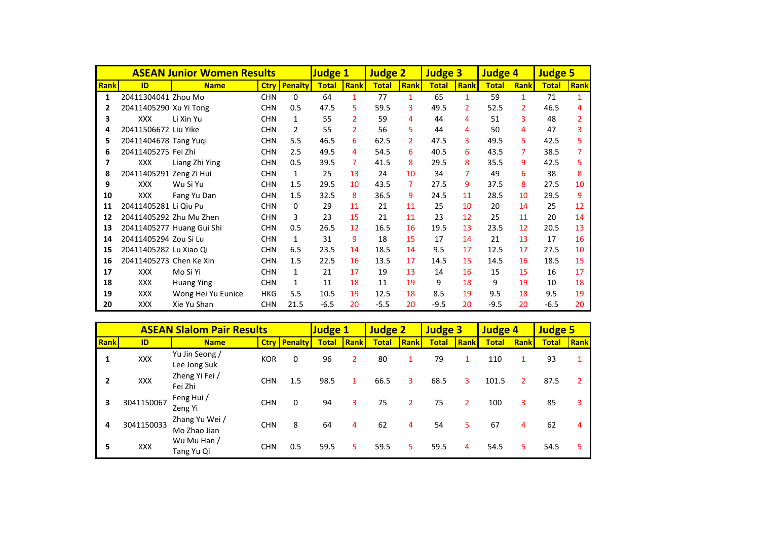| ASEAN Junior Women Results | | | | | Judge 1 | | Judge 2 | | Judge 3 | | Judge 4 | | Judge 5 | |
|---|---|---|---|---|---|---|---|---|---|---|---|---|---|---|
| Rank | ID | Name | Ctry | Penalty | Total | Rank | Total | Rank | Total | Rank | Total | Rank | Total | Rank |
| 1 | 20411304041 | Zhou Mo | CHN | 0 | 64 | 1 | 77 | 1 | 65 | 1 | 59 | 1 | 71 | 1 |
| 2 | 20411405290 | Xu Yi Tong | CHN | 0.5 | 47.5 | 5 | 59.5 | 3 | 49.5 | 2 | 52.5 | 2 | 46.5 | 4 |
| 3 | XXX | Li Xin Yu | CHN | 1 | 55 | 2 | 59 | 4 | 44 | 4 | 51 | 3 | 48 | 2 |
| 4 | 20411506672 | Liu Yike | CHN | 2 | 55 | 2 | 56 | 5 | 44 | 4 | 50 | 4 | 47 | 3 |
| 5 | 20411404678 | Tang Yuqi | CHN | 5.5 | 46.5 | 6 | 62.5 | 2 | 47.5 | 3 | 49.5 | 5 | 42.5 | 5 |
| 6 | 20411405275 | Fei Zhi | CHN | 2.5 | 49.5 | 4 | 54.5 | 6 | 40.5 | 6 | 43.5 | 7 | 38.5 | 7 |
| 7 | XXX | Liang Zhi Ying | CHN | 0.5 | 39.5 | 7 | 41.5 | 8 | 29.5 | 8 | 35.5 | 9 | 42.5 | 5 |
| 8 | 20411405291 | Zeng Zi Hui | CHN | 1 | 25 | 13 | 24 | 10 | 34 | 7 | 49 | 6 | 38 | 8 |
| 9 | XXX | Wu Si Yu | CHN | 1.5 | 29.5 | 10 | 43.5 | 7 | 27.5 | 9 | 37.5 | 8 | 27.5 | 10 |
| 10 | XXX | Fang Yu Dan | CHN | 1.5 | 32.5 | 8 | 36.5 | 9 | 24.5 | 11 | 28.5 | 10 | 29.5 | 9 |
| 11 | 20411405281 | Li Qiu Pu | CHN | 0 | 29 | 11 | 21 | 11 | 25 | 10 | 20 | 14 | 25 | 12 |
| 12 | 20411405292 | Zhu Mu Zhen | CHN | 3 | 23 | 15 | 21 | 11 | 23 | 12 | 25 | 11 | 20 | 14 |
| 13 | 20411405277 | Huang Gui Shi | CHN | 0.5 | 26.5 | 12 | 16.5 | 16 | 19.5 | 13 | 23.5 | 12 | 20.5 | 13 |
| 14 | 20411405294 | Zou Si Lu | CHN | 1 | 31 | 9 | 18 | 15 | 17 | 14 | 21 | 13 | 17 | 16 |
| 15 | 20411405282 | Lu Xiao Qi | CHN | 6.5 | 23.5 | 14 | 18.5 | 14 | 9.5 | 17 | 12.5 | 17 | 27.5 | 10 |
| 16 | 20411405273 | Chen Ke Xin | CHN | 1.5 | 22.5 | 16 | 13.5 | 17 | 14.5 | 15 | 14.5 | 16 | 18.5 | 15 |
| 17 | XXX | Mo Si Yi | CHN | 1 | 21 | 17 | 19 | 13 | 14 | 16 | 15 | 15 | 16 | 17 |
| 18 | XXX | Huang Ying | CHN | 1 | 11 | 18 | 11 | 19 | 9 | 18 | 9 | 19 | 10 | 18 |
| 19 | XXX | Wong Hei Yu Eunice | HKG | 5.5 | 10.5 | 19 | 12.5 | 18 | 8.5 | 19 | 9.5 | 18 | 9.5 | 19 |
| 20 | XXX | Xie Yu Shan | CHN | 21.5 | -6.5 | 20 | -5.5 | 20 | -9.5 | 20 | -9.5 | 20 | -6.5 | 20 |

| ASEAN Slalom Pair Results | | | | | Judge 1 | | Judge 2 | | Judge 3 | | Judge 4 | | Judge 5 | |
|---|---|---|---|---|---|---|---|---|---|---|---|---|---|---|
| Rank | ID | Name | Ctry | Penalty | Total | Rank | Total | Rank | Total | Rank | Total | Rank | Total | Rank |
| 1 | XXX | Yu Jin Seong / Lee Jong Suk | KOR | 0 | 96 | 2 | 80 | 1 | 79 | 1 | 110 | 1 | 93 | 1 |
| 2 | XXX | Zheng Yi Fei / Fei Zhi | CHN | 1.5 | 98.5 | 1 | 66.5 | 3 | 68.5 | 3 | 101.5 | 2 | 87.5 | 2 |
| 3 | 3041150067 | Feng Hui / Zeng Yi | CHN | 0 | 94 | 3 | 75 | 2 | 75 | 2 | 100 | 3 | 85 | 3 |
| 4 | 3041150033 | Zhang Yu Wei / Mo Zhao Jian | CHN | 8 | 64 | 4 | 62 | 4 | 54 | 5 | 67 | 4 | 62 | 4 |
| 5 | XXX | Wu Mu Han / Tang Yu Qi | CHN | 0.5 | 59.5 | 5 | 59.5 | 5 | 59.5 | 4 | 54.5 | 5 | 54.5 | 5 |